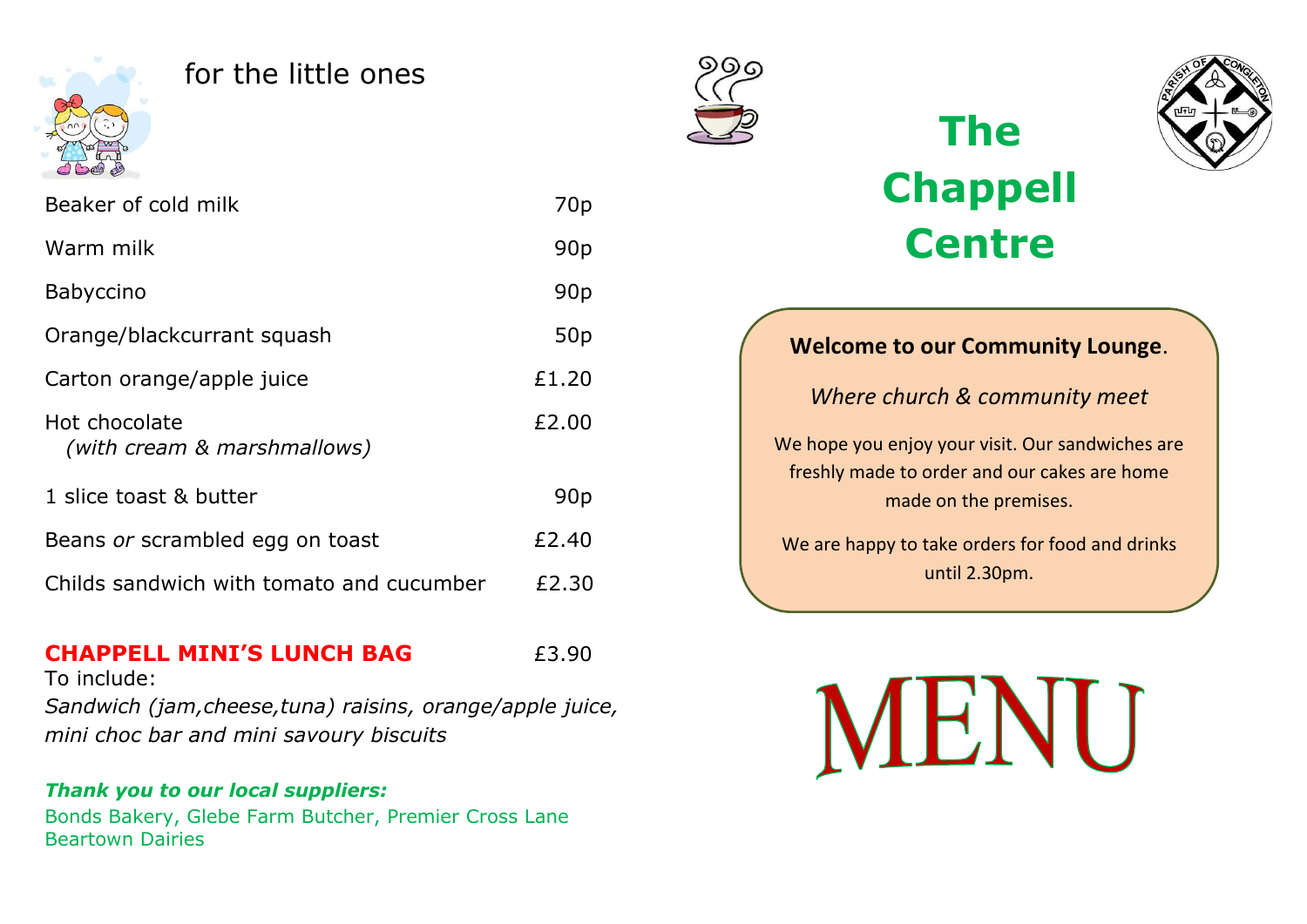## for the little ones

| Item | Price |
|---|---|
| Beaker of cold milk | 70p |
| Warm milk | 90p |
| Babyccino | 90p |
| Orange/blackcurrant squash | 50p |
| Carton orange/apple juice | £1.20 |
| Hot chocolate *(with cream & marshmallows)* | £2.00 |
| 1 slice toast & butter | 90p |
| Beans *or* scrambled egg on toast | £2.40 |
| Childs sandwich with tomato and cucumber | £2.30 |

**CHAPPELL MINI'S LUNCH BAG** £3.90

To include:

*Sandwich (jam,cheese,tuna) raisins, orange/apple juice, mini choc bar and mini savoury biscuits*

***Thank you to our local suppliers:***

Bonds Bakery, Glebe Farm Butcher, Premier Cross Lane Beartown Dairies

# The Chappell Centre

PARISH OF CONGLETON

**Welcome to our Community Lounge**.

*Where church & community meet*

We hope you enjoy your visit. Our sandwiches are freshly made to order and our cakes are home made on the premises.

We are happy to take orders for food and drinks until 2.30pm.

# MENU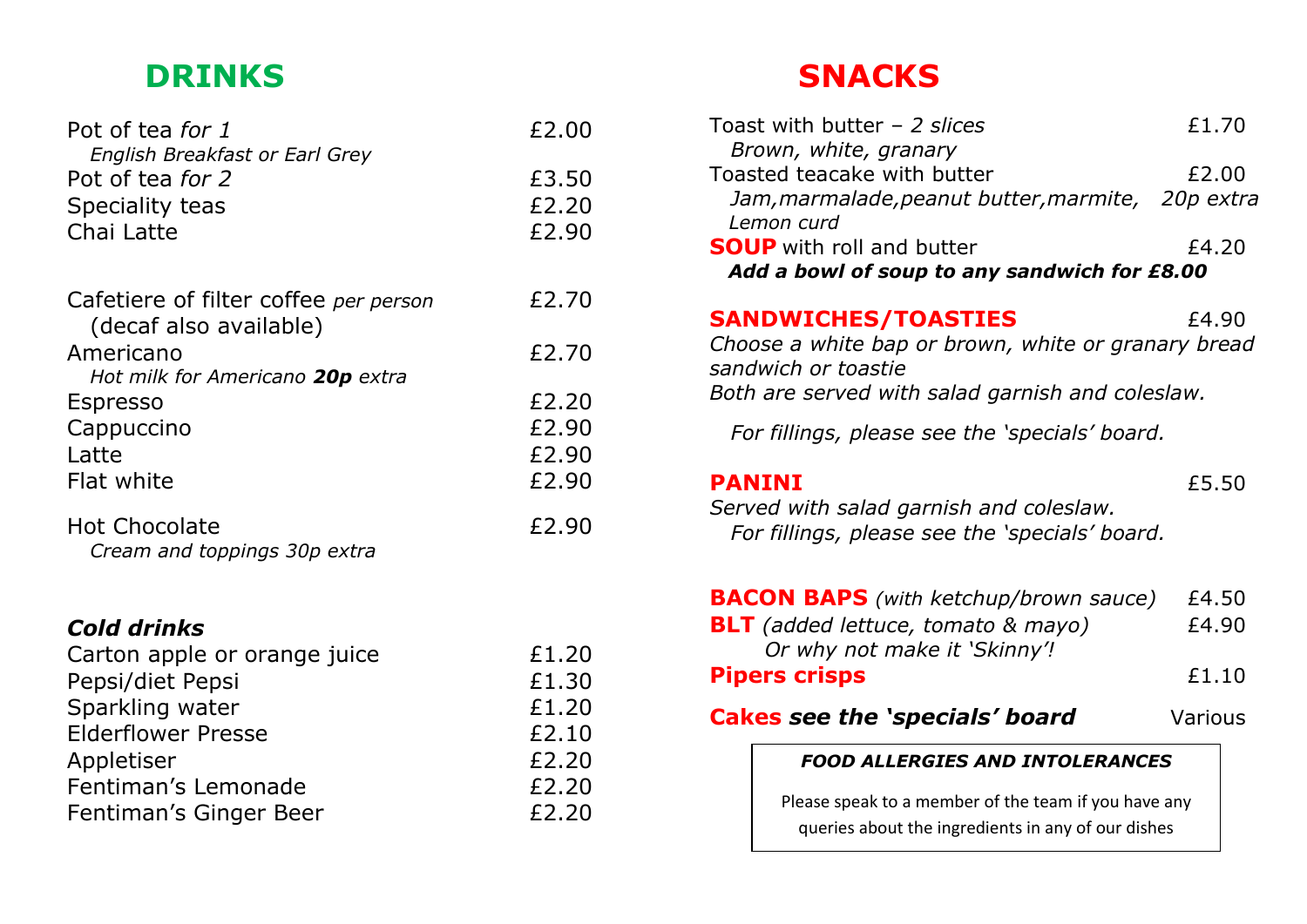# DRINKS

| | |
|---|---|
| Pot of tea *for 1* | £2.00 |
| *English Breakfast or Earl Grey* | |
| Pot of tea *for 2* | £3.50 |
| Speciality teas | £2.20 |
| Chai Latte | £2.90 |

| | |
|---|---|
| Cafetiere of filter coffee *per person* (decaf also available) | £2.70 |
| Americano | £2.70 |
| *Hot milk for Americano **20p** extra* | |
| Espresso | £2.20 |
| Cappuccino | £2.90 |
| Latte | £2.90 |
| Flat white | £2.90 |
| Hot Chocolate | £2.90 |
| *Cream and toppings 30p extra* | |

### *Cold drinks*

| | |
|---|---|
| Carton apple or orange juice | £1.20 |
| Pepsi/diet Pepsi | £1.30 |
| Sparkling water | £1.20 |
| Elderflower Presse | £2.10 |
| Appletiser | £2.20 |
| Fentiman's Lemonade | £2.20 |
| Fentiman's Ginger Beer | £2.20 |

# SNACKS

| | |
|---|---|
| Toast with butter – *2 slices* | £1.70 |
| *Brown, white, granary* | |
| Toasted teacake with butter | £2.00 |
| *Jam,marmalade,peanut butter,marmite, Lemon curd* | *20p extra* |
| **SOUP** with roll and butter | £4.20 |

***Add a bowl of soup to any sandwich for £8.00***

**SANDWICHES/TOASTIES** £4.90

*Choose a white bap or brown, white or granary bread sandwich or toastie*

*Both are served with salad garnish and coleslaw.*

*For fillings, please see the 'specials' board.*

**PANINI** £5.50

*Served with salad garnish and coleslaw.*

*For fillings, please see the 'specials' board.*

| | |
|---|---|
| **BACON BAPS** *(with ketchup/brown sauce)* | £4.50 |
| **BLT** *(added lettuce, tomato & mayo)* | £4.90 |
| *Or why not make it 'Skinny'!* | |
| **Pipers crisps** | £1.10 |
| **Cakes *see the 'specials' board*** | Various |

***FOOD ALLERGIES AND INTOLERANCES***

Please speak to a member of the team if you have any queries about the ingredients in any of our dishes